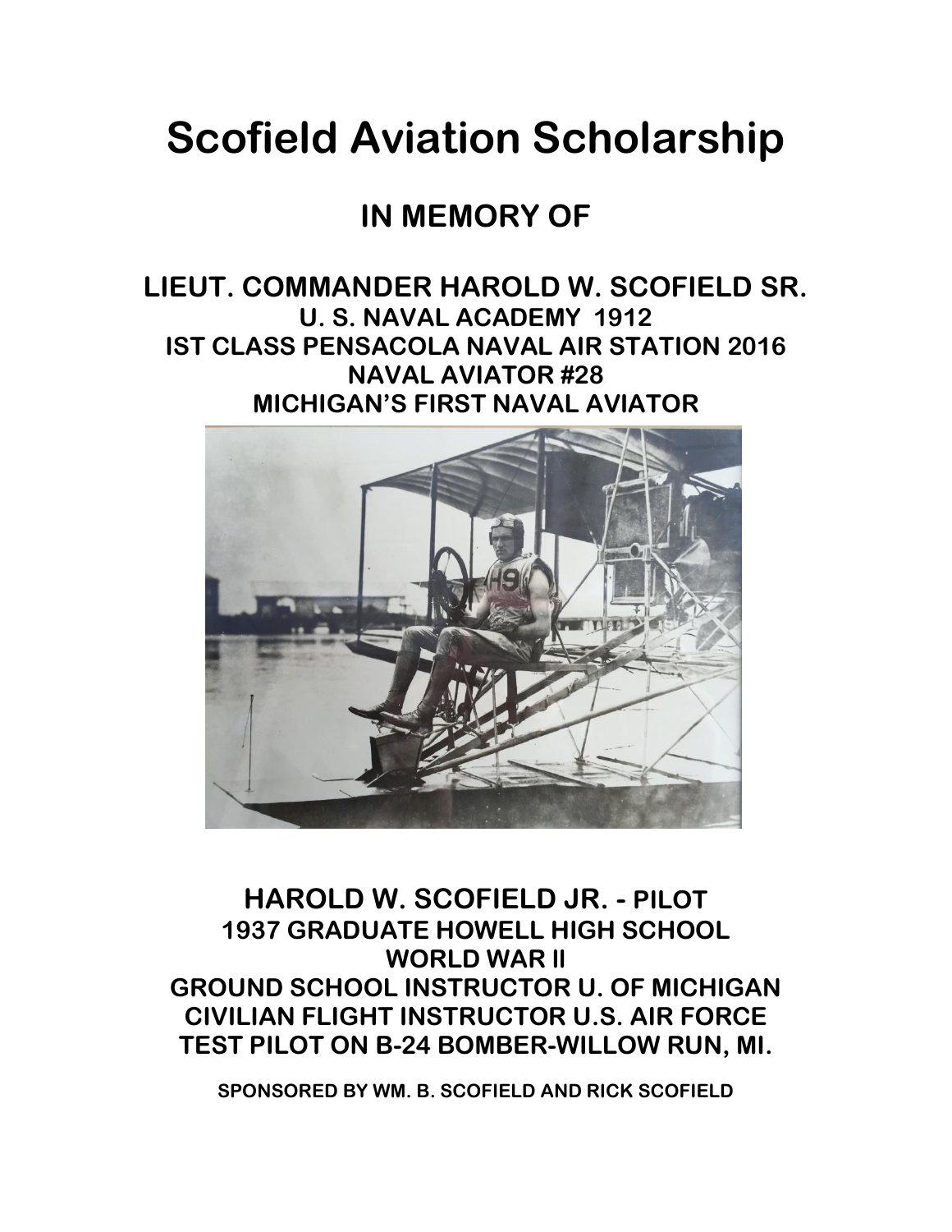# Scofield Aviation Scholarship

## IN MEMORY OF

### LIEUT. COMMANDER HAROLD W. SCOFIELD SR.

**U. S. NAVAL ACADEMY 1912**
**IST CLASS PENSACOLA NAVAL AIR STATION 2016**
**NAVAL AVIATOR #28**
**MICHIGAN'S FIRST NAVAL AVIATOR**

### HAROLD W. SCOFIELD JR. - PILOT

**1937 GRADUATE HOWELL HIGH SCHOOL**
**WORLD WAR II**
**GROUND SCHOOL INSTRUCTOR U. OF MICHIGAN**
**CIVILIAN FLIGHT INSTRUCTOR U.S. AIR FORCE**
**TEST PILOT ON B-24 BOMBER-WILLOW RUN, MI.**

**SPONSORED BY WM. B. SCOFIELD AND RICK SCOFIELD**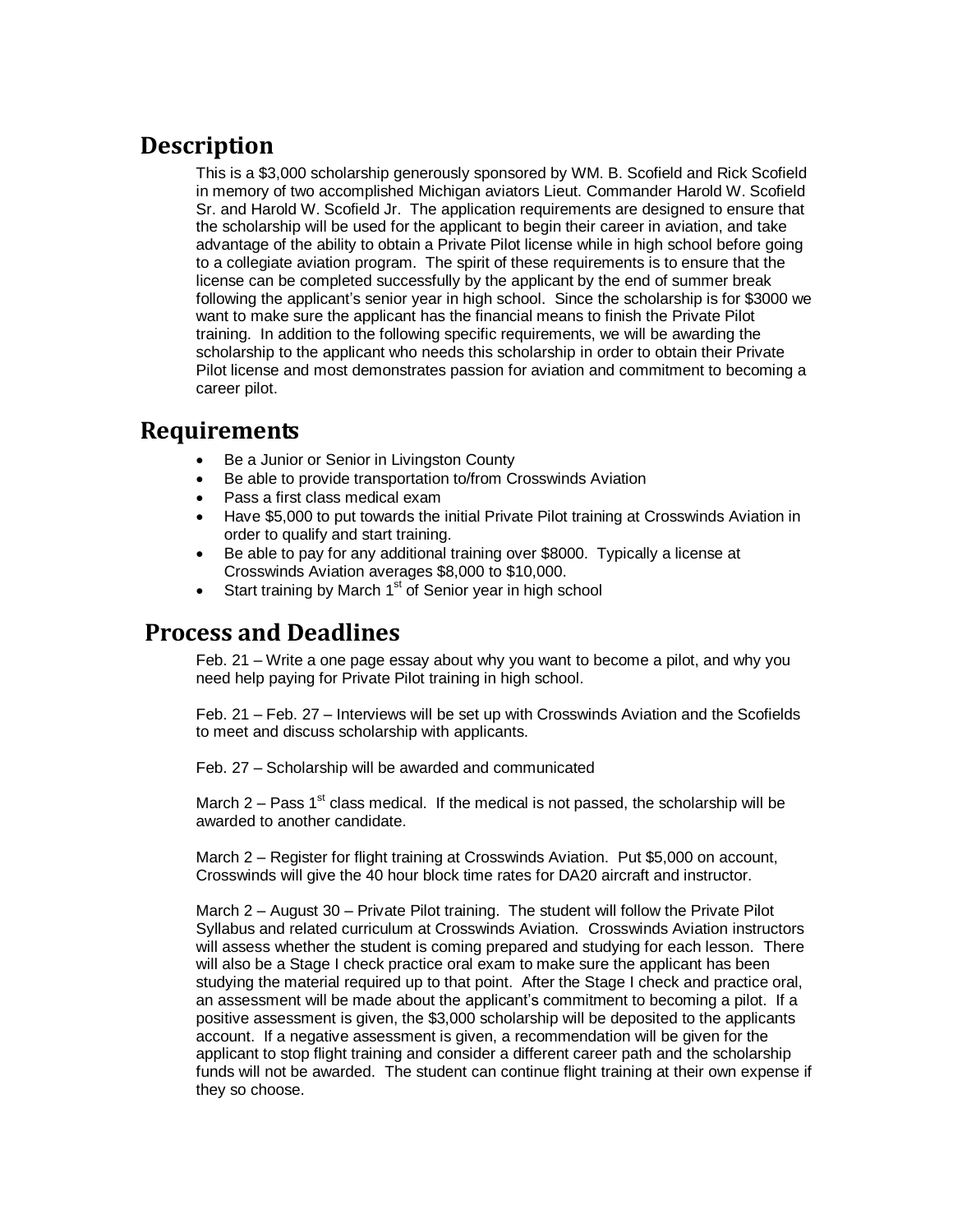## Description

This is a $3,000 scholarship generously sponsored by WM. B. Scofield and Rick Scofield in memory of two accomplished Michigan aviators Lieut. Commander Harold W. Scofield Sr. and Harold W. Scofield Jr. The application requirements are designed to ensure that the scholarship will be used for the applicant to begin their career in aviation, and take advantage of the ability to obtain a Private Pilot license while in high school before going to a collegiate aviation program. The spirit of these requirements is to ensure that the license can be completed successfully by the applicant by the end of summer break following the applicant's senior year in high school. Since the scholarship is for $3000 we want to make sure the applicant has the financial means to finish the Private Pilot training. In addition to the following specific requirements, we will be awarding the scholarship to the applicant who needs this scholarship in order to obtain their Private Pilot license and most demonstrates passion for aviation and commitment to becoming a career pilot.

## Requirements

- Be a Junior or Senior in Livingston County
- Be able to provide transportation to/from Crosswinds Aviation
- Pass a first class medical exam
- Have $5,000 to put towards the initial Private Pilot training at Crosswinds Aviation in order to qualify and start training.
- Be able to pay for any additional training over $8000. Typically a license at Crosswinds Aviation averages $8,000 to $10,000.
- Start training by March 1st of Senior year in high school

## Process and Deadlines

Feb. 21 – Write a one page essay about why you want to become a pilot, and why you need help paying for Private Pilot training in high school.

Feb. 21 – Feb. 27 – Interviews will be set up with Crosswinds Aviation and the Scofields to meet and discuss scholarship with applicants.

Feb. 27 – Scholarship will be awarded and communicated

March 2 – Pass 1st class medical. If the medical is not passed, the scholarship will be awarded to another candidate.

March 2 – Register for flight training at Crosswinds Aviation. Put $5,000 on account, Crosswinds will give the 40 hour block time rates for DA20 aircraft and instructor.

March 2 – August 30 – Private Pilot training. The student will follow the Private Pilot Syllabus and related curriculum at Crosswinds Aviation. Crosswinds Aviation instructors will assess whether the student is coming prepared and studying for each lesson. There will also be a Stage I check practice oral exam to make sure the applicant has been studying the material required up to that point. After the Stage I check and practice oral, an assessment will be made about the applicant's commitment to becoming a pilot. If a positive assessment is given, the $3,000 scholarship will be deposited to the applicants account. If a negative assessment is given, a recommendation will be given for the applicant to stop flight training and consider a different career path and the scholarship funds will not be awarded. The student can continue flight training at their own expense if they so choose.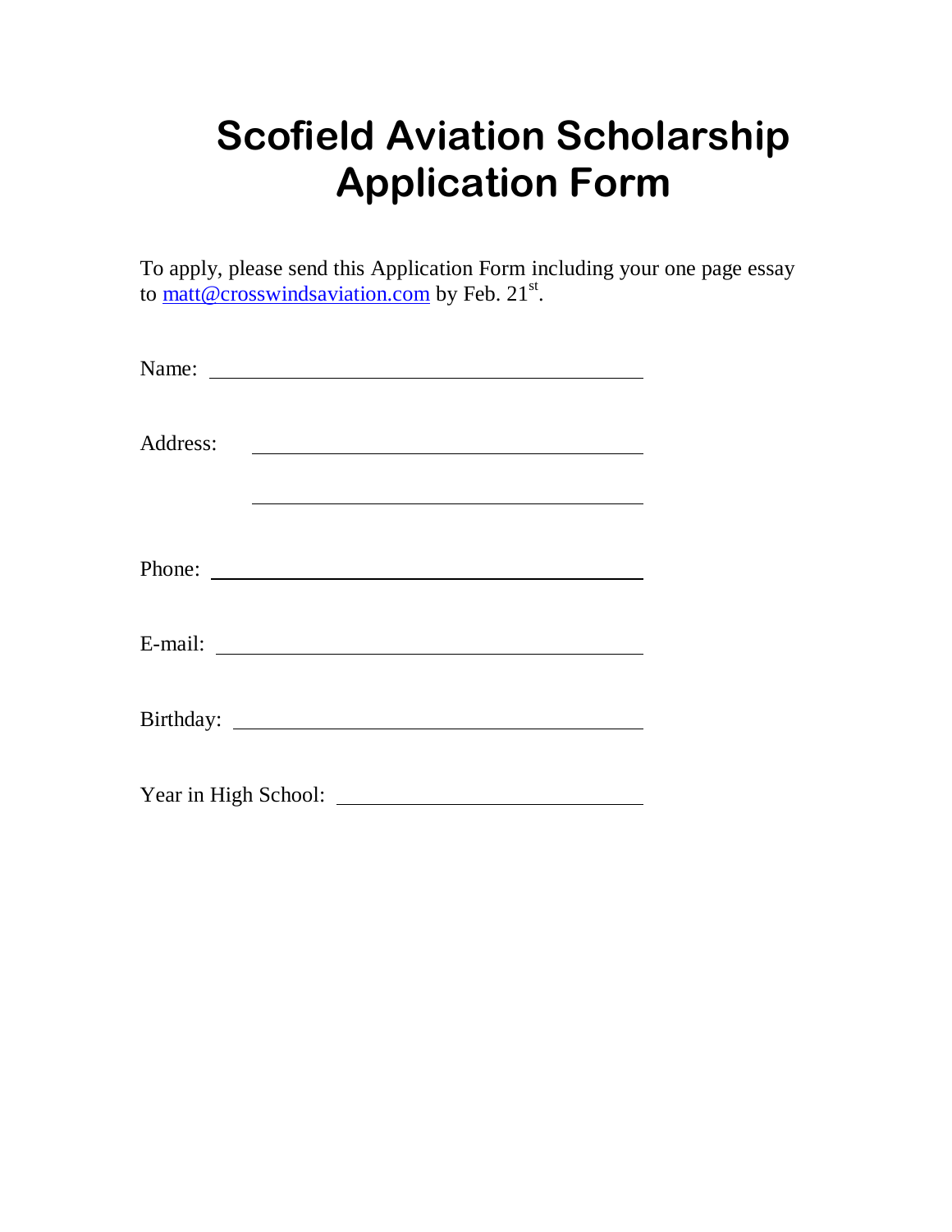# Scofield Aviation Scholarship Application Form

To apply, please send this Application Form including your one page essay to matt@crosswindsaviation.com by Feb. 21st.

Name: ______________________________

Address: ______________________________

______________________________

Phone: ______________________________

E-mail: ______________________________

Birthday: ______________________________

Year in High School: ______________________